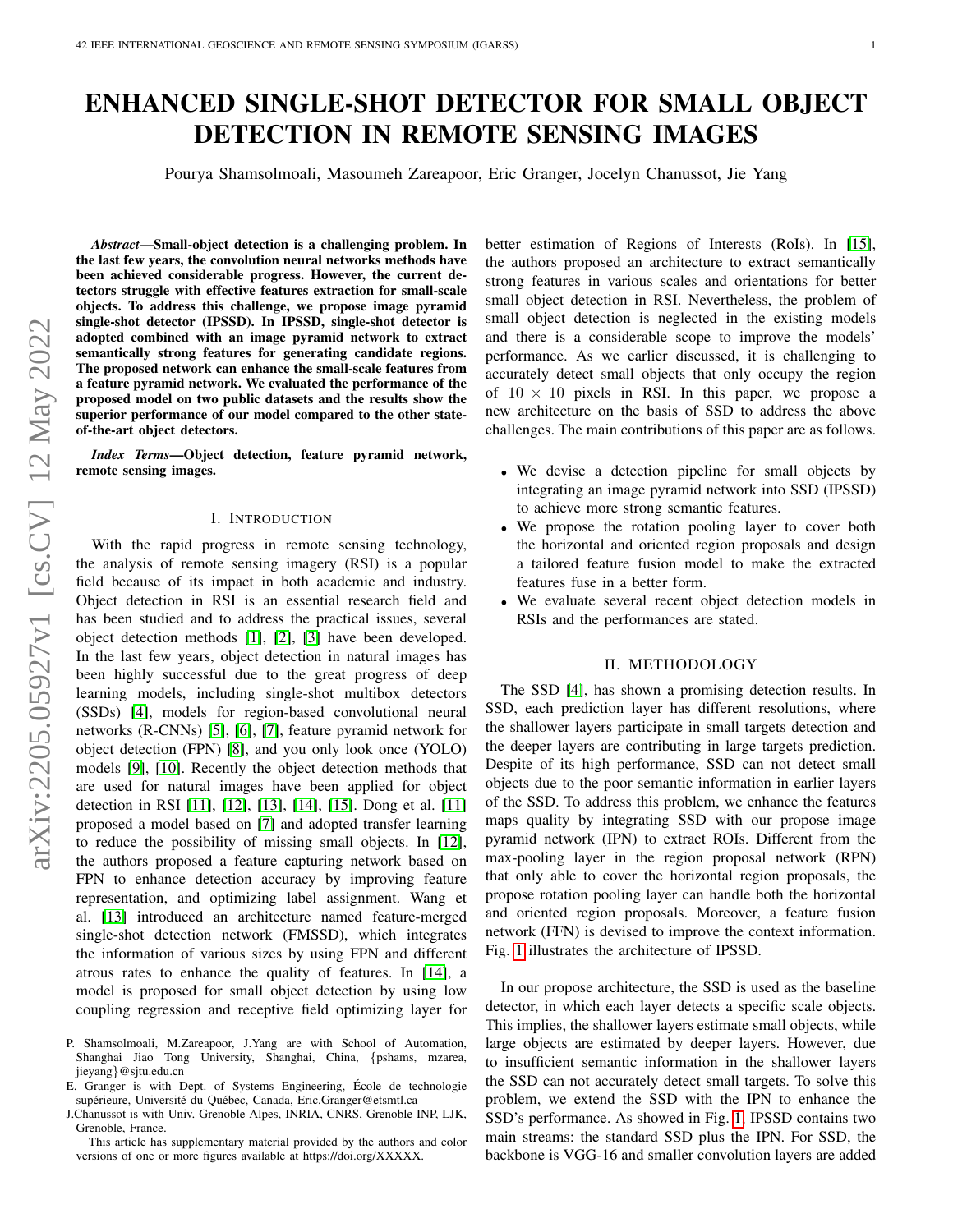# ENHANCED SINGLE-SHOT DETECTOR FOR SMALL OBJECT DETECTION IN REMOTE SENSING IMAGES

Pourya Shamsolmoali, Masoumeh Zareapoor, Eric Granger, Jocelyn Chanussot, Jie Yang

***Abstract*—Small-object detection is a challenging problem. In the last few years, the convolution neural networks methods have been achieved considerable progress. However, the current detectors struggle with effective features extraction for small-scale objects. To address this challenge, we propose image pyramid single-shot detector (IPSSD). In IPSSD, single-shot detector is adopted combined with an image pyramid network to extract semantically strong features for generating candidate regions. The proposed network can enhance the small-scale features from a feature pyramid network. We evaluated the performance of the proposed model on two public datasets and the results show the superior performance of our model compared to the other state-of-the-art object detectors.**

***Index Terms*—Object detection, feature pyramid network, remote sensing images.**

## I. Introduction

With the rapid progress in remote sensing technology, the analysis of remote sensing imagery (RSI) is a popular field because of its impact in both academic and industry. Object detection in RSI is an essential research field and has been studied and to address the practical issues, several object detection methods [1], [2], [3] have been developed. In the last few years, object detection in natural images has been highly successful due to the great progress of deep learning models, including single-shot multibox detectors (SSDs) [4], models for region-based convolutional neural networks (R-CNNs) [5], [6], [7], feature pyramid network for object detection (FPN) [8], and you only look once (YOLO) models [9], [10]. Recently the object detection methods that are used for natural images have been applied for object detection in RSI [11], [12], [13], [14], [15]. Dong et al. [11] proposed a model based on [7] and adopted transfer learning to reduce the possibility of missing small objects. In [12], the authors proposed a feature capturing network based on FPN to enhance detection accuracy by improving feature representation, and optimizing label assignment. Wang et al. [13] introduced an architecture named feature-merged single-shot detection network (FMSSD), which integrates the information of various sizes by using FPN and different atrous rates to enhance the quality of features. In [14], a model is proposed for small object detection by using low coupling regression and receptive field optimizing layer for better estimation of Regions of Interests (RoIs). In [15], the authors proposed an architecture to extract semantically strong features in various scales and orientations for better small object detection in RSI. Nevertheless, the problem of small object detection is neglected in the existing models and there is a considerable scope to improve the models' performance. As we earlier discussed, it is challenging to accurately detect small objects that only occupy the region of $10 \times 10$ pixels in RSI. In this paper, we propose a new architecture on the basis of SSD to address the above challenges. The main contributions of this paper are as follows.

- We devise a detection pipeline for small objects by integrating an image pyramid network into SSD (IPSSD) to achieve more strong semantic features.
- We propose the rotation pooling layer to cover both the horizontal and oriented region proposals and design a tailored feature fusion model to make the extracted features fuse in a better form.
- We evaluate several recent object detection models in RSIs and the performances are stated.

## II. Methodology

The SSD [4], has shown a promising detection results. In SSD, each prediction layer has different resolutions, where the shallower layers participate in small targets detection and the deeper layers are contributing in large targets prediction. Despite of its high performance, SSD can not detect small objects due to the poor semantic information in earlier layers of the SSD. To address this problem, we enhance the features maps quality by integrating SSD with our propose image pyramid network (IPN) to extract ROIs. Different from the max-pooling layer in the region proposal network (RPN) that only able to cover the horizontal region proposals, the propose rotation pooling layer can handle both the horizontal and oriented region proposals. Moreover, a feature fusion network (FFN) is devised to improve the context information. Fig. 1 illustrates the architecture of IPSSD.

In our propose architecture, the SSD is used as the baseline detector, in which each layer detects a specific scale objects. This implies, the shallower layers estimate small objects, while large objects are estimated by deeper layers. However, due to insufficient semantic information in the shallower layers the SSD can not accurately detect small targets. To solve this problem, we extend the SSD with the IPN to enhance the SSD's performance. As showed in Fig. 1, IPSSD contains two main streams: the standard SSD plus the IPN. For SSD, the backbone is VGG-16 and smaller convolution layers are added

P. Shamsolmoali, M.Zareapoor, J.Yang are with School of Automation, Shanghai Jiao Tong University, Shanghai, China, {pshams, mzarea, jieyang}@sjtu.edu.cn

E. Granger is with Dept. of Systems Engineering, École de technologie supérieure, Université du Québec, Canada, Eric.Granger@etsmtl.ca

J.Chanussot is with Univ. Grenoble Alpes, INRIA, CNRS, Grenoble INP, LJK, Grenoble, France.

This article has supplementary material provided by the authors and color versions of one or more figures available at https://doi.org/XXXXX.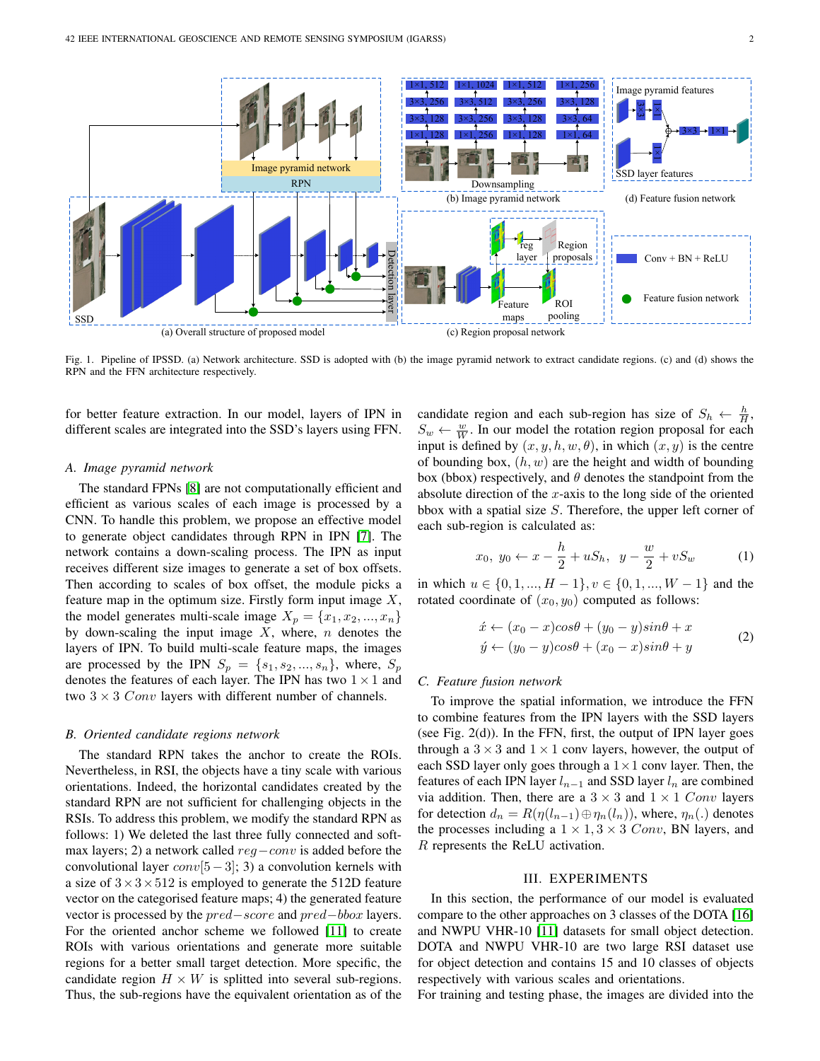Fig. 1. Pipeline of IPSSD. (a) Network architecture. SSD is adopted with (b) the image pyramid network to extract candidate regions. (c) and (d) shows the RPN and the FFN architecture respectively.

for better feature extraction. In our model, layers of IPN in different scales are integrated into the SSD's layers using FFN.

### A. Image pyramid network

The standard FPNs [8] are not computationally efficient and efficient as various scales of each image is processed by a CNN. To handle this problem, we propose an effective model to generate object candidates through RPN in IPN [7]. The network contains a down-scaling process. The IPN as input receives different size images to generate a set of box offsets. Then according to scales of box offset, the module picks a feature map in the optimum size. Firstly form input image $X$, the model generates multi-scale image $X_p = \{x_1, x_2, ..., x_n\}$ by down-scaling the input image $X$, where, $n$ denotes the layers of IPN. To build multi-scale feature maps, the images are processed by the IPN $S_p = \{s_1, s_2, ..., s_n\}$, where, $S_p$ denotes the features of each layer. The IPN has two $1 \times 1$ and two $3 \times 3$ $Conv$ layers with different number of channels.

### B. Oriented candidate regions network

The standard RPN takes the anchor to create the ROIs. Nevertheless, in RSI, the objects have a tiny scale with various orientations. Indeed, the horizontal candidates created by the standard RPN are not sufficient for challenging objects in the RSIs. To address this problem, we modify the standard RPN as follows: 1) We deleted the last three fully connected and softmax layers; 2) a network called $reg-conv$ is added before the convolutional layer $conv[5-3]$; 3) a convolution kernels with a size of $3 \times 3 \times 512$ is employed to generate the 512D feature vector on the categorised feature maps; 4) the generated feature vector is processed by the $pred-score$ and $pred-bbox$ layers. For the oriented anchor scheme we followed [11] to create ROIs with various orientations and generate more suitable regions for a better small target detection. More specific, the candidate region $H \times W$ is splitted into several sub-regions. Thus, the sub-regions have the equivalent orientation as of the candidate region and each sub-region has size of $S_h \leftarrow \frac{h}{H}$, $S_w \leftarrow \frac{w}{W}$. In our model the rotation region proposal for each input is defined by $(x, y, h, w, \theta)$, in which $(x, y)$ is the centre of bounding box, $(h, w)$ are the height and width of bounding box (bbox) respectively, and $\theta$ denotes the standpoint from the absolute direction of the $x$-axis to the long side of the oriented bbox with a spatial size $S$. Therefore, the upper left corner of each sub-region is calculated as:

$$x_0,\ y_0 \leftarrow x - \frac{h}{2} + uS_h,\ \ y - \frac{w}{2} + vS_w \tag{1}$$

in which $u \in \{0, 1, ..., H-1\}, v \in \{0, 1, ..., W-1\}$ and the rotated coordinate of $(x_0, y_0)$ computed as follows:

$$\begin{aligned} \acute{x} &\leftarrow (x_0 - x)cos\theta + (y_0 - y)sin\theta + x \\ \acute{y} &\leftarrow (y_0 - y)cos\theta + (x_0 - x)sin\theta + y \end{aligned} \tag{2}$$

### C. Feature fusion network

To improve the spatial information, we introduce the FFN to combine features from the IPN layers with the SSD layers (see Fig. 2(d)). In the FFN, first, the output of IPN layer goes through a $3 \times 3$ and $1 \times 1$ conv layers, however, the output of each SSD layer only goes through a $1 \times 1$ conv layer. Then, the features of each IPN layer $l_{n-1}$ and SSD layer $l_n$ are combined via addition. Then, there are a $3 \times 3$ and $1 \times 1$ $Conv$ layers for detection $d_n = R(\eta(l_{n-1}) \oplus \eta_n(l_n))$, where, $\eta_n(.)$ denotes the processes including a $1 \times 1, 3 \times 3$ $Conv$, BN layers, and $R$ represents the ReLU activation.

## III. EXPERIMENTS

In this section, the performance of our model is evaluated compare to the other approaches on 3 classes of the DOTA [16] and NWPU VHR-10 [11] datasets for small object detection. DOTA and NWPU VHR-10 are two large RSI dataset use for object detection and contains 15 and 10 classes of objects respectively with various scales and orientations.

For training and testing phase, the images are divided into the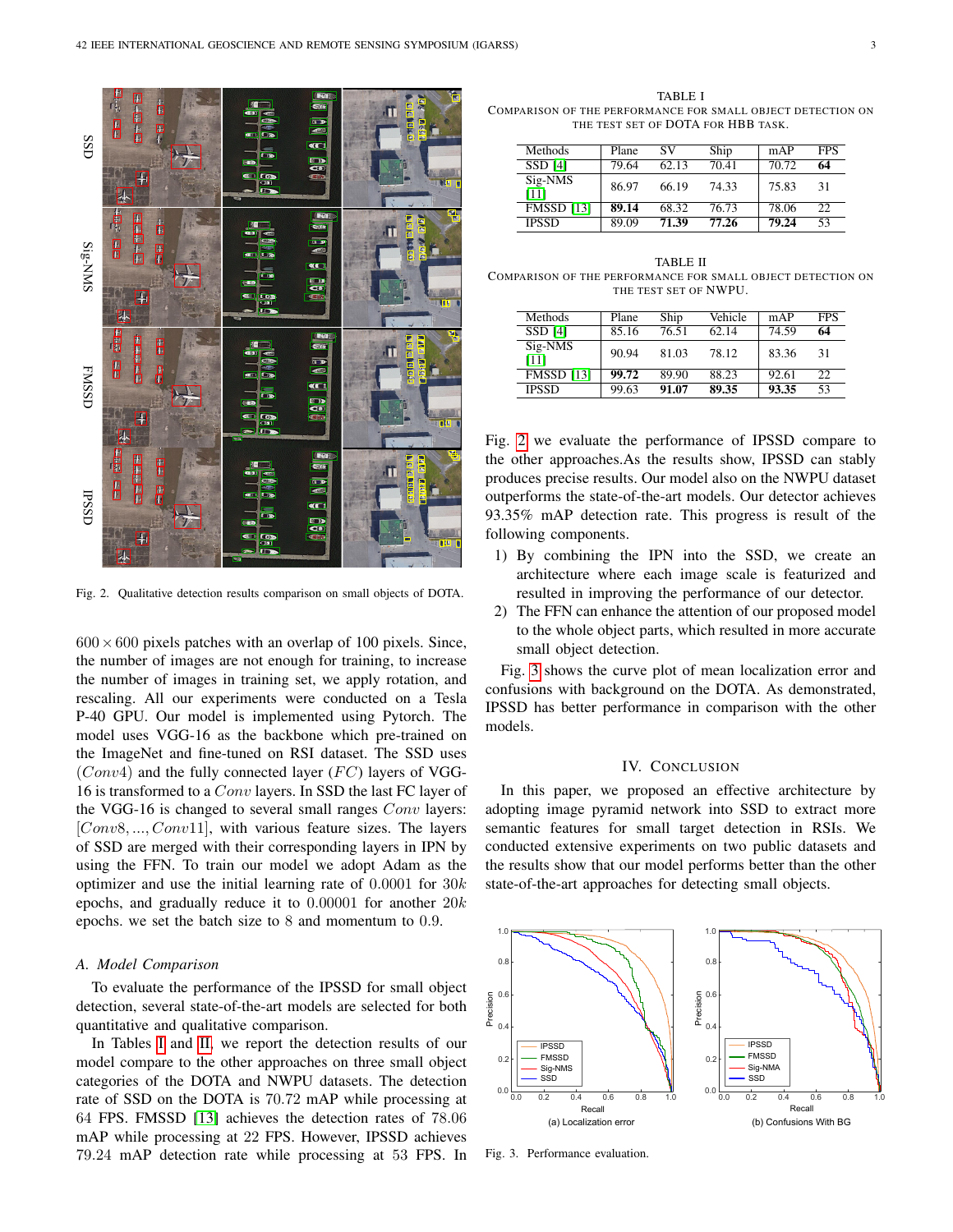Fig. 2. Qualitative detection results comparison on small objects of DOTA.

$600 \times 600$ pixels patches with an overlap of 100 pixels. Since, the number of images are not enough for training, to increase the number of images in training set, we apply rotation, and rescaling. All our experiments were conducted on a Tesla P-40 GPU. Our model is implemented using Pytorch. The model uses VGG-16 as the backbone which pre-trained on the ImageNet and fine-tuned on RSI dataset. The SSD uses ($Conv4$) and the fully connected layer ($FC$) layers of VGG-16 is transformed to a $Conv$ layers. In SSD the last FC layer of the VGG-16 is changed to several small ranges $Conv$ layers: $[Conv8, ..., Conv11]$, with various feature sizes. The layers of SSD are merged with their corresponding layers in IPN by using the FFN. To train our model we adopt Adam as the optimizer and use the initial learning rate of $0.0001$ for $30k$ epochs, and gradually reduce it to $0.00001$ for another $20k$ epochs. we set the batch size to 8 and momentum to 0.9.

### A. Model Comparison

To evaluate the performance of the IPSSD for small object detection, several state-of-the-art models are selected for both quantitative and qualitative comparison.

In Tables I and II, we report the detection results of our model compare to the other approaches on three small object categories of the DOTA and NWPU datasets. The detection rate of SSD on the DOTA is 70.72 mAP while processing at 64 FPS. FMSSD [13] achieves the detection rates of 78.06 mAP while processing at 22 FPS. However, IPSSD achieves 79.24 mAP detection rate while processing at 53 FPS. In Fig. 2 we evaluate the performance of IPSSD compare to the other approaches.As the results show, IPSSD can stably produces precise results. Our model also on the NWPU dataset outperforms the state-of-the-art models. Our detector achieves 93.35% mAP detection rate. This progress is result of the following components.

1) By combining the IPN into the SSD, we create an architecture where each image scale is featurized and resulted in improving the performance of our detector.
2) The FFN can enhance the attention of our proposed model to the whole object parts, which resulted in more accurate small object detection.

Fig. 3 shows the curve plot of mean localization error and confusions with background on the DOTA. As demonstrated, IPSSD has better performance in comparison with the other models.

TABLE I
COMPARISON OF THE PERFORMANCE FOR SMALL OBJECT DETECTION ON THE TEST SET OF DOTA FOR HBB TASK.

| Methods | Plane | SV | Ship | mAP | FPS |
|---|---|---|---|---|---|
| SSD [4] | 79.64 | 62.13 | 70.41 | 70.72 | **64** |
| Sig-NMS [11] | 86.97 | 66.19 | 74.33 | 75.83 | 31 |
| FMSSD [13] | **89.14** | 68.32 | 76.73 | 78.06 | 22 |
| IPSSD | 89.09 | **71.39** | **77.26** | **79.24** | 53 |

TABLE II
COMPARISON OF THE PERFORMANCE FOR SMALL OBJECT DETECTION ON THE TEST SET OF NWPU.

| Methods | Plane | Ship | Vehicle | mAP | FPS |
|---|---|---|---|---|---|
| SSD [4] | 85.16 | 76.51 | 62.14 | 74.59 | **64** |
| Sig-NMS [11] | 90.94 | 81.03 | 78.12 | 83.36 | 31 |
| FMSSD [13] | **99.72** | 89.90 | 88.23 | 92.61 | 22 |
| IPSSD | 99.63 | **91.07** | **89.35** | **93.35** | 53 |

## IV. CONCLUSION

In this paper, we proposed an effective architecture by adopting image pyramid network into SSD to extract more semantic features for small target detection in RSIs. We conducted extensive experiments on two public datasets and the results show that our model performs better than the other state-of-the-art approaches for detecting small objects.

Fig. 3. Performance evaluation.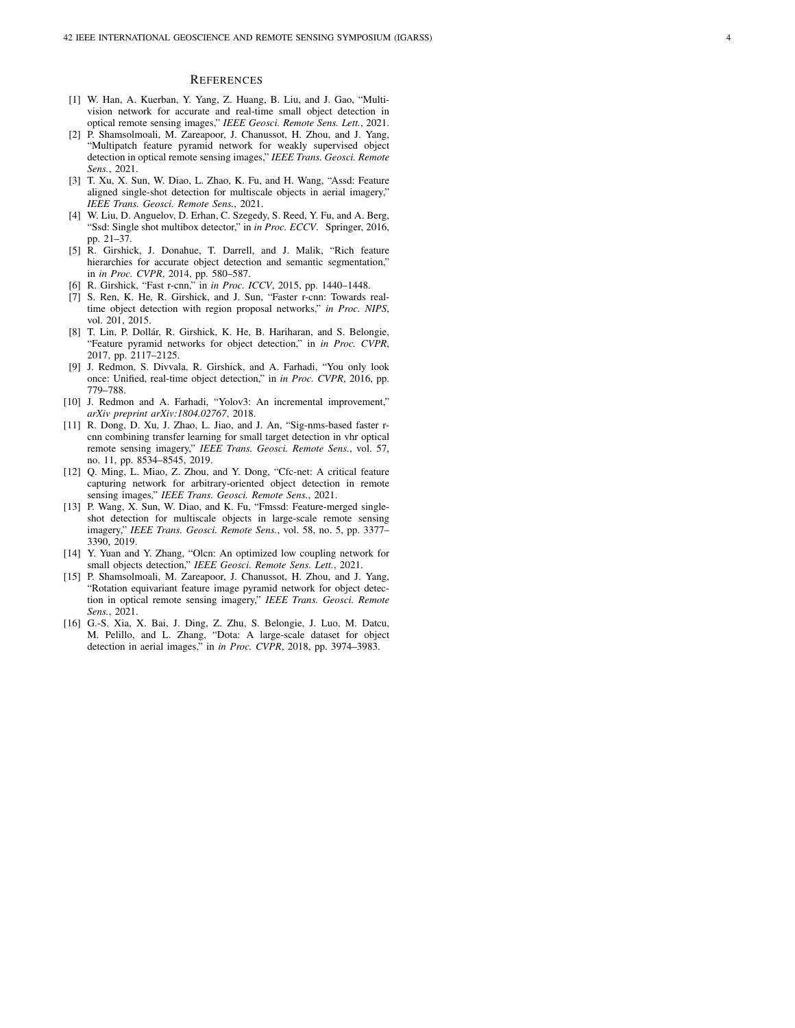## References

[1] W. Han, A. Kuerban, Y. Yang, Z. Huang, B. Liu, and J. Gao, "Multi-vision network for accurate and real-time small object detection in optical remote sensing images," *IEEE Geosci. Remote Sens. Lett.*, 2021.

[2] P. Shamsolmoali, M. Zareapoor, J. Chanussot, H. Zhou, and J. Yang, "Multipatch feature pyramid network for weakly supervised object detection in optical remote sensing images," *IEEE Trans. Geosci. Remote Sens.*, 2021.

[3] T. Xu, X. Sun, W. Diao, L. Zhao, K. Fu, and H. Wang, "Assd: Feature aligned single-shot detection for multiscale objects in aerial imagery," *IEEE Trans. Geosci. Remote Sens.*, 2021.

[4] W. Liu, D. Anguelov, D. Erhan, C. Szegedy, S. Reed, Y. Fu, and A. Berg, "Ssd: Single shot multibox detector," in *in Proc. ECCV*. Springer, 2016, pp. 21–37.

[5] R. Girshick, J. Donahue, T. Darrell, and J. Malik, "Rich feature hierarchies for accurate object detection and semantic segmentation," in *in Proc. CVPR*, 2014, pp. 580–587.

[6] R. Girshick, "Fast r-cnn," in *in Proc. ICCV*, 2015, pp. 1440–1448.

[7] S. Ren, K. He, R. Girshick, and J. Sun, "Faster r-cnn: Towards real-time object detection with region proposal networks," *in Proc. NIPS*, vol. 201, 2015.

[8] T. Lin, P. Dollár, R. Girshick, K. He, B. Hariharan, and S. Belongie, "Feature pyramid networks for object detection," in *in Proc. CVPR*, 2017, pp. 2117–2125.

[9] J. Redmon, S. Divvala, R. Girshick, and A. Farhadi, "You only look once: Unified, real-time object detection," in *in Proc. CVPR*, 2016, pp. 779–788.

[10] J. Redmon and A. Farhadi, "Yolov3: An incremental improvement," *arXiv preprint arXiv:1804.02767*, 2018.

[11] R. Dong, D. Xu, J. Zhao, L. Jiao, and J. An, "Sig-nms-based faster r-cnn combining transfer learning for small target detection in vhr optical remote sensing imagery," *IEEE Trans. Geosci. Remote Sens.*, vol. 57, no. 11, pp. 8534–8545, 2019.

[12] Q. Ming, L. Miao, Z. Zhou, and Y. Dong, "Cfc-net: A critical feature capturing network for arbitrary-oriented object detection in remote sensing images," *IEEE Trans. Geosci. Remote Sens.*, 2021.

[13] P. Wang, X. Sun, W. Diao, and K. Fu, "Fmssd: Feature-merged single-shot detection for multiscale objects in large-scale remote sensing imagery," *IEEE Trans. Geosci. Remote Sens.*, vol. 58, no. 5, pp. 3377–3390, 2019.

[14] Y. Yuan and Y. Zhang, "Olcn: An optimized low coupling network for small objects detection," *IEEE Geosci. Remote Sens. Lett.*, 2021.

[15] P. Shamsolmoali, M. Zareapoor, J. Chanussot, H. Zhou, and J. Yang, "Rotation equivariant feature image pyramid network for object detection in optical remote sensing imagery," *IEEE Trans. Geosci. Remote Sens.*, 2021.

[16] G.-S. Xia, X. Bai, J. Ding, Z. Zhu, S. Belongie, J. Luo, M. Datcu, M. Pelillo, and L. Zhang, "Dota: A large-scale dataset for object detection in aerial images," in *in Proc. CVPR*, 2018, pp. 3974–3983.